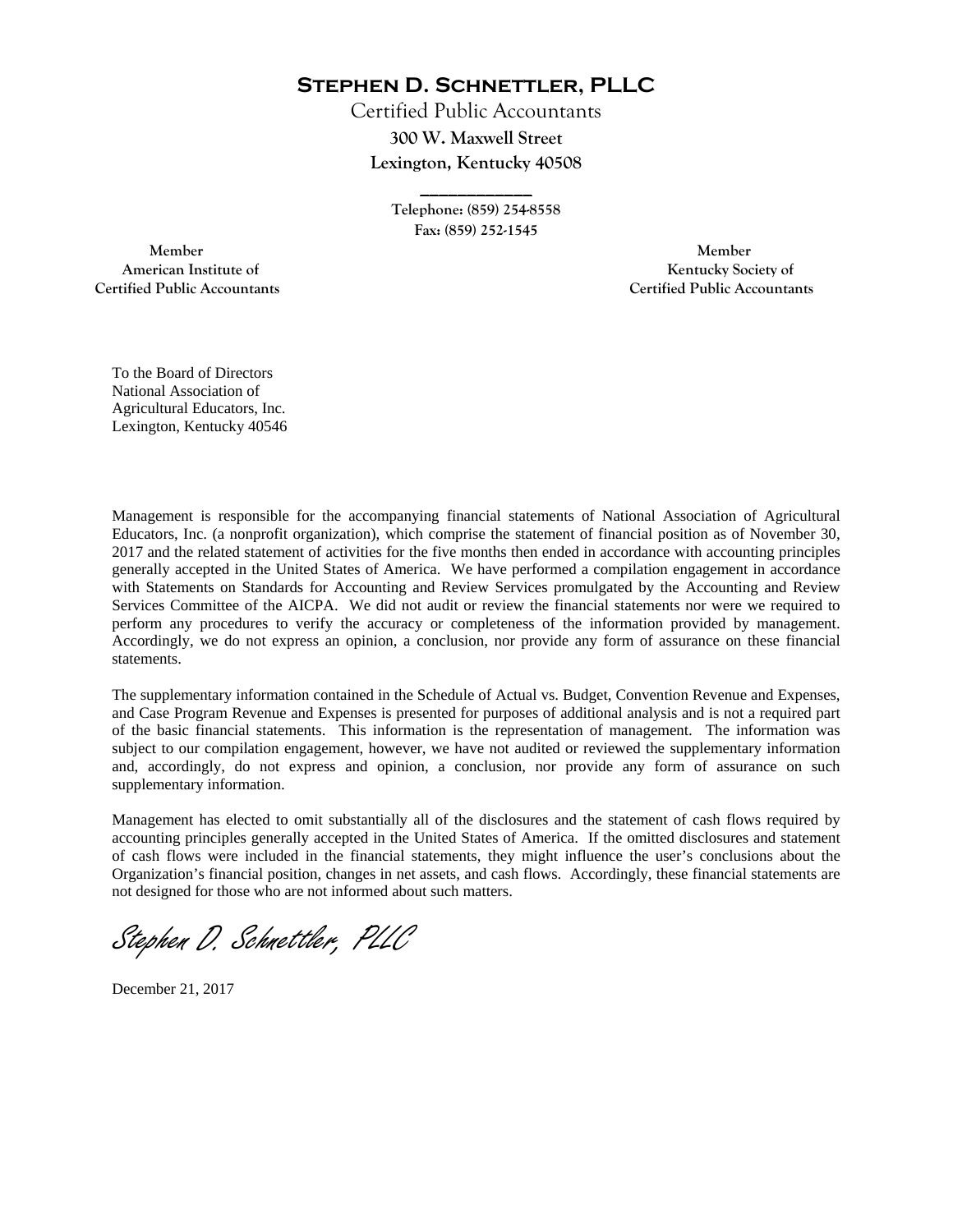# **STEPHEN D. SCHNETTLER, PLLC**

Certified Public Accountants

**300 W. Maxwell Street**

**Lexington, Kentucky 40508**

---

**Telephone: (859) 254-8558**

**Fax: (859) 252-1545**

**Member**
**American Institute of**
**Certified Public Accountants**

**Member**
**Kentucky Society of**
**Certified Public Accountants**

To the Board of Directors
National Association of
Agricultural Educators, Inc.
Lexington, Kentucky 40546

Management is responsible for the accompanying financial statements of National Association of Agricultural Educators, Inc. (a nonprofit organization), which comprise the statement of financial position as of November 30, 2017 and the related statement of activities for the five months then ended in accordance with accounting principles generally accepted in the United States of America. We have performed a compilation engagement in accordance with Statements on Standards for Accounting and Review Services promulgated by the Accounting and Review Services Committee of the AICPA. We did not audit or review the financial statements nor were we required to perform any procedures to verify the accuracy or completeness of the information provided by management. Accordingly, we do not express an opinion, a conclusion, nor provide any form of assurance on these financial statements.

The supplementary information contained in the Schedule of Actual vs. Budget, Convention Revenue and Expenses, and Case Program Revenue and Expenses is presented for purposes of additional analysis and is not a required part of the basic financial statements. This information is the representation of management. The information was subject to our compilation engagement, however, we have not audited or reviewed the supplementary information and, accordingly, do not express and opinion, a conclusion, nor provide any form of assurance on such supplementary information.

Management has elected to omit substantially all of the disclosures and the statement of cash flows required by accounting principles generally accepted in the United States of America. If the omitted disclosures and statement of cash flows were included in the financial statements, they might influence the user's conclusions about the Organization's financial position, changes in net assets, and cash flows. Accordingly, these financial statements are not designed for those who are not informed about such matters.

*Stephen D. Schnettler, PLLC*

December 21, 2017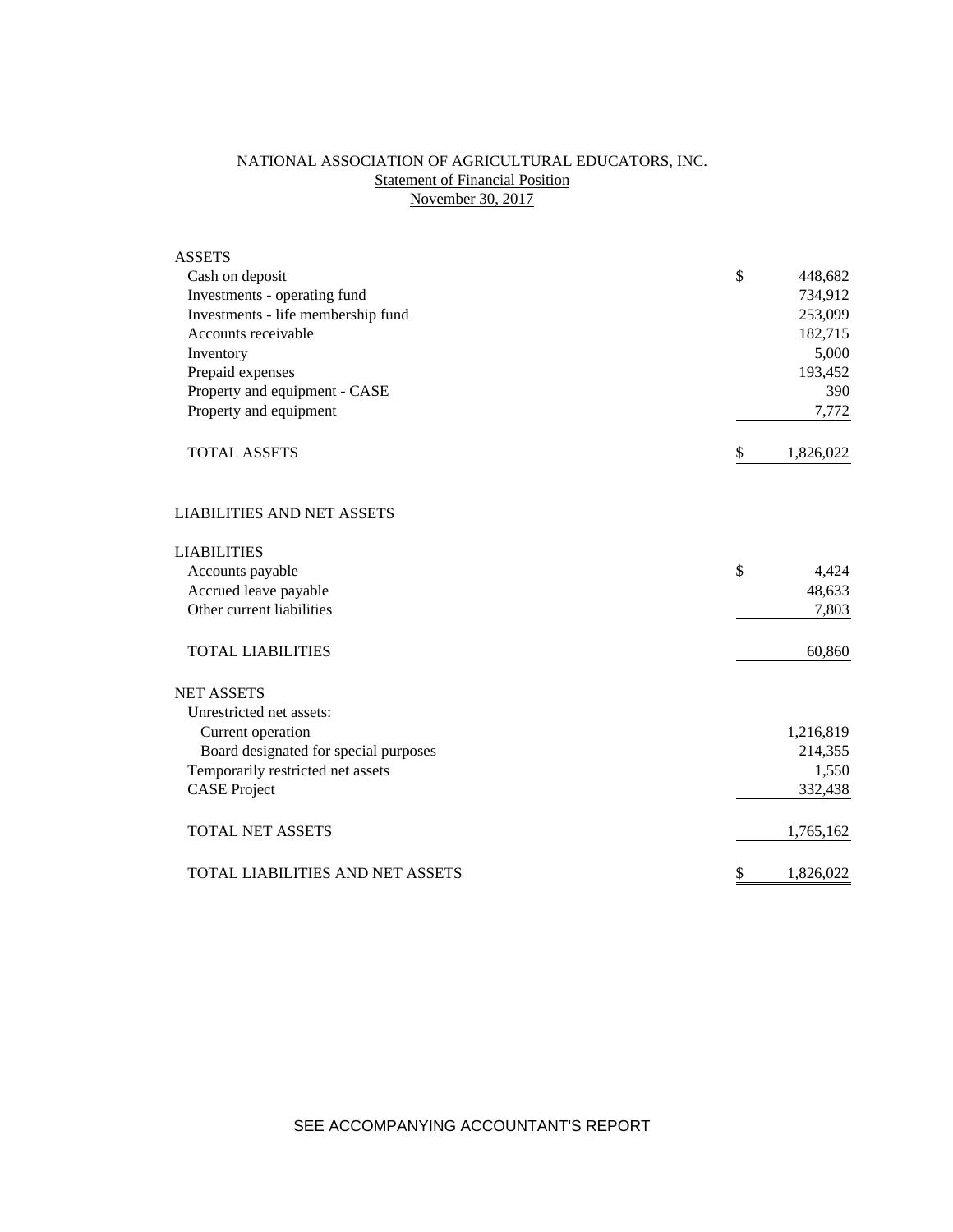# NATIONAL ASSOCIATION OF AGRICULTURAL EDUCATORS, INC.

## Statement of Financial Position

### November 30, 2017

| | |
|---|---|
| **ASSETS** | |
| Cash on deposit | $ 448,682 |
| Investments - operating fund | 734,912 |
| Investments - life membership fund | 253,099 |
| Accounts receivable | 182,715 |
| Inventory | 5,000 |
| Prepaid expenses | 193,452 |
| Property and equipment - CASE | 390 |
| Property and equipment | 7,772 |
| TOTAL ASSETS | $ 1,826,022 |
| | |
| **LIABILITIES AND NET ASSETS** | |
| | |
| **LIABILITIES** | |
| Accounts payable | $ 4,424 |
| Accrued leave payable | 48,633 |
| Other current liabilities | 7,803 |
| TOTAL LIABILITIES | 60,860 |
| | |
| **NET ASSETS** | |
| Unrestricted net assets: | |
| Current operation | 1,216,819 |
| Board designated for special purposes | 214,355 |
| Temporarily restricted net assets | 1,550 |
| CASE Project | 332,438 |
| TOTAL NET ASSETS | 1,765,162 |
| | |
| TOTAL LIABILITIES AND NET ASSETS | $ 1,826,022 |

SEE ACCOMPANYING ACCOUNTANT'S REPORT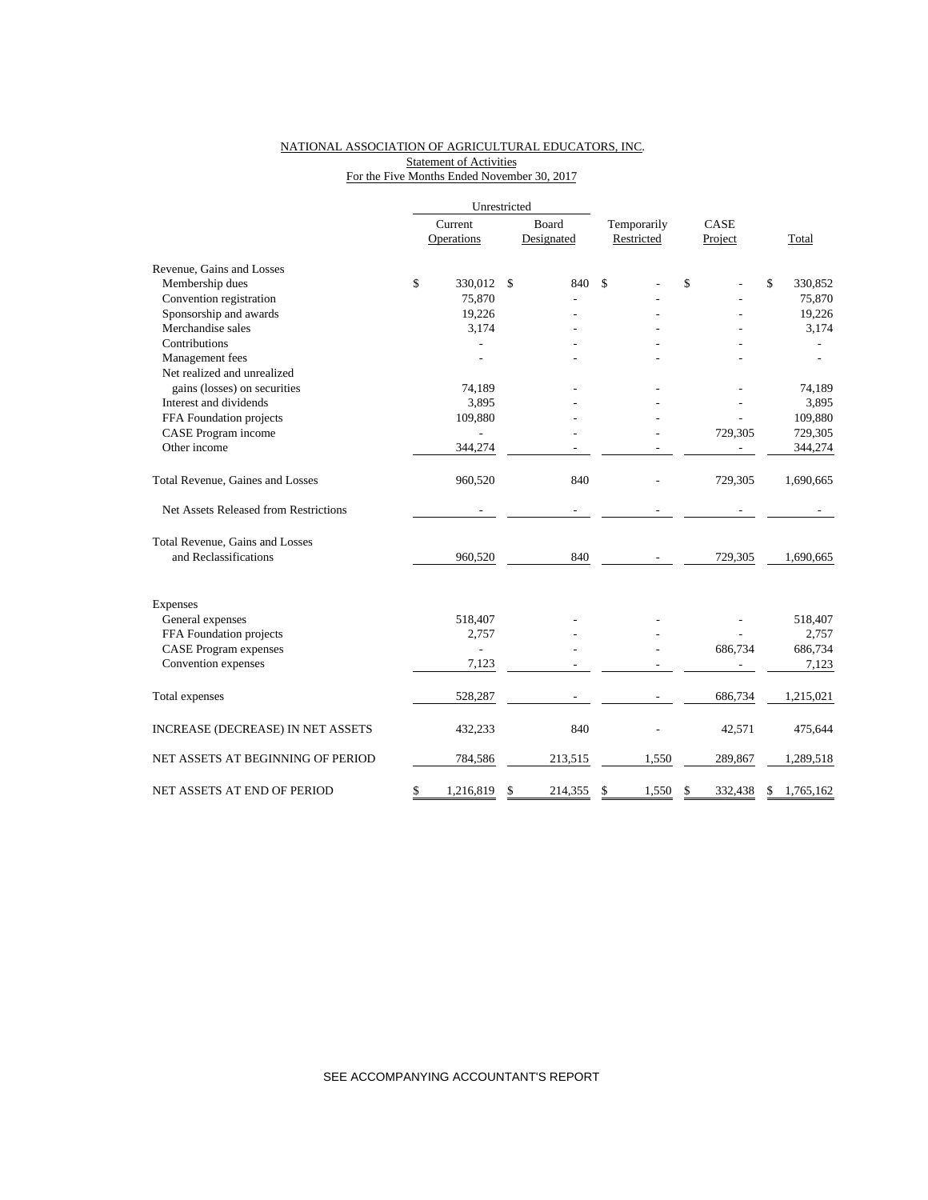NATIONAL ASSOCIATION OF AGRICULTURAL EDUCATORS, INC.
Statement of Activities
For the Five Months Ended November 30, 2017

| | Unrestricted | | | | |
|---|---|---|---|---|---|
| | Current Operations | Board Designated | Temporarily Restricted | CASE Project | Total |
| Revenue, Gains and Losses | | | | | |
| Membership dues | $ 330,012 | $ 840 | $ - | $ - | $ 330,852 |
| Convention registration | 75,870 | - | - | - | 75,870 |
| Sponsorship and awards | 19,226 | - | - | - | 19,226 |
| Merchandise sales | 3,174 | - | - | - | 3,174 |
| Contributions | - | - | - | - | - |
| Management fees | - | - | - | - | - |
| Net realized and unrealized gains (losses) on securities | 74,189 | - | - | - | 74,189 |
| Interest and dividends | 3,895 | - | - | - | 3,895 |
| FFA Foundation projects | 109,880 | - | - | - | 109,880 |
| CASE Program income | - | - | - | 729,305 | 729,305 |
| Other income | 344,274 | - | - | - | 344,274 |
| Total Revenue, Gaines and Losses | 960,520 | 840 | - | 729,305 | 1,690,665 |
| Net Assets Released from Restrictions | - | - | - | - | - |
| Total Revenue, Gains and Losses and Reclassifications | 960,520 | 840 | - | 729,305 | 1,690,665 |
| Expenses | | | | | |
| General expenses | 518,407 | - | - | - | 518,407 |
| FFA Foundation projects | 2,757 | - | - | - | 2,757 |
| CASE Program expenses | - | - | - | 686,734 | 686,734 |
| Convention expenses | 7,123 | - | - | - | 7,123 |
| Total expenses | 528,287 | - | - | 686,734 | 1,215,021 |
| INCREASE (DECREASE) IN NET ASSETS | 432,233 | 840 | - | 42,571 | 475,644 |
| NET ASSETS AT BEGINNING OF PERIOD | 784,586 | 213,515 | 1,550 | 289,867 | 1,289,518 |
| NET ASSETS AT END OF PERIOD | $ 1,216,819 | $ 214,355 | $ 1,550 | $ 332,438 | $ 1,765,162 |

SEE ACCOMPANYING ACCOUNTANT'S REPORT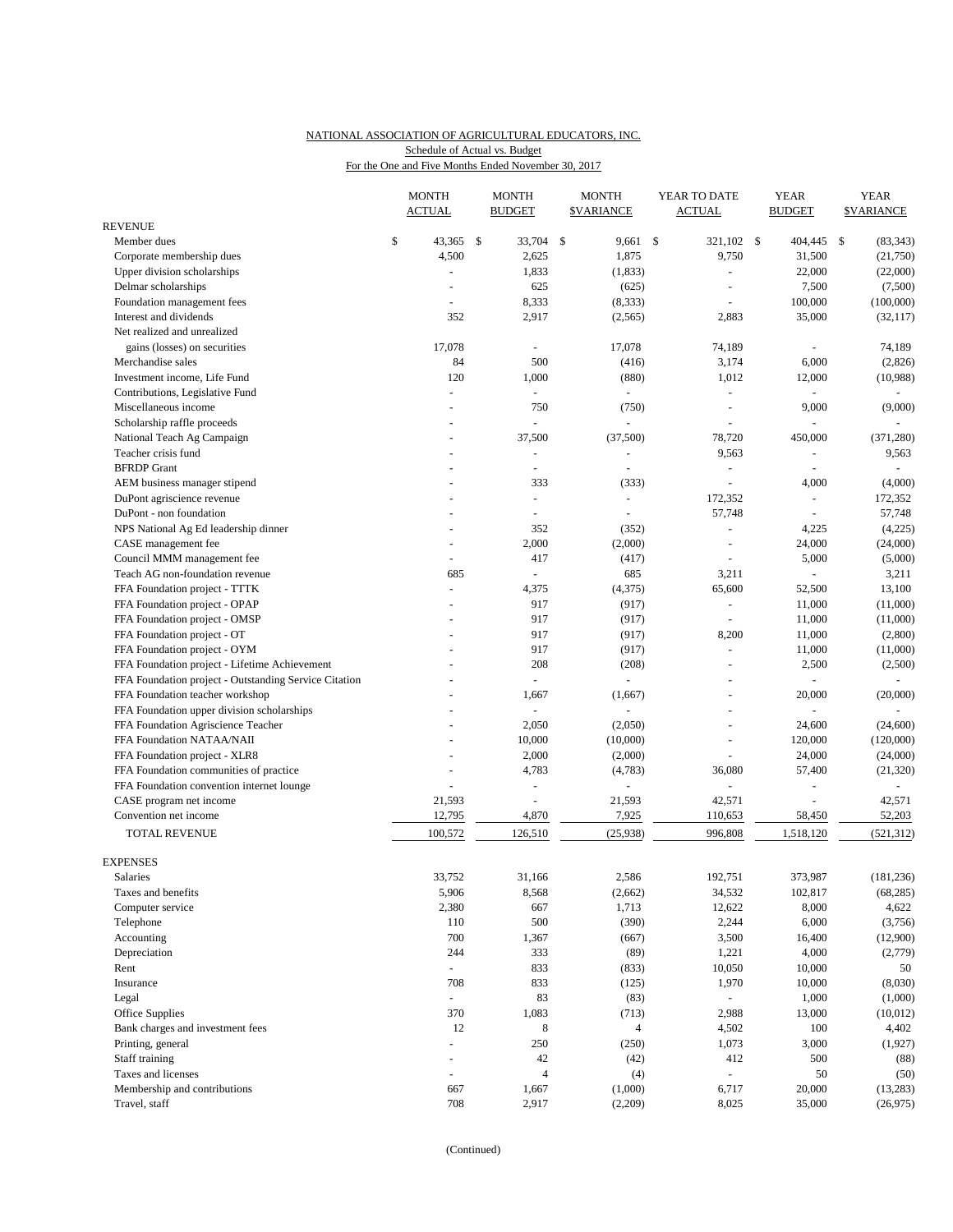NATIONAL ASSOCIATION OF AGRICULTURAL EDUCATORS, INC.
Schedule of Actual vs. Budget
For the One and Five Months Ended November 30, 2017

| | MONTH ACTUAL | MONTH BUDGET | MONTH $VARIANCE | YEAR TO DATE ACTUAL | YEAR BUDGET | YEAR $VARIANCE |
|---|---|---|---|---|---|---|
| **REVENUE** | | | | | | |
| Member dues | $ 43,365 | $ 33,704 | $ 9,661 | $ 321,102 | $ 404,445 | $ (83,343) |
| Corporate membership dues | 4,500 | 2,625 | 1,875 | 9,750 | 31,500 | (21,750) |
| Upper division scholarships | - | 1,833 | (1,833) | - | 22,000 | (22,000) |
| Delmar scholarships | - | 625 | (625) | - | 7,500 | (7,500) |
| Foundation management fees | - | 8,333 | (8,333) | - | 100,000 | (100,000) |
| Interest and dividends | 352 | 2,917 | (2,565) | 2,883 | 35,000 | (32,117) |
| Net realized and unrealized gains (losses) on securities | 17,078 | - | 17,078 | 74,189 | - | 74,189 |
| Merchandise sales | 84 | 500 | (416) | 3,174 | 6,000 | (2,826) |
| Investment income, Life Fund | 120 | 1,000 | (880) | 1,012 | 12,000 | (10,988) |
| Contributions, Legislative Fund | - | - | - | - | - | - |
| Miscellaneous income | - | 750 | (750) | - | 9,000 | (9,000) |
| Scholarship raffle proceeds | - | - | - | - | - | - |
| National Teach Ag Campaign | - | 37,500 | (37,500) | 78,720 | 450,000 | (371,280) |
| Teacher crisis fund | - | - | - | 9,563 | - | 9,563 |
| BFRDP Grant | - | - | - | - | - | - |
| AEM business manager stipend | - | 333 | (333) | - | 4,000 | (4,000) |
| DuPont agriscience revenue | - | - | - | 172,352 | - | 172,352 |
| DuPont - non foundation | - | - | - | 57,748 | - | 57,748 |
| NPS National Ag Ed leadership dinner | - | 352 | (352) | - | 4,225 | (4,225) |
| CASE management fee | - | 2,000 | (2,000) | - | 24,000 | (24,000) |
| Council MMM management fee | - | 417 | (417) | - | 5,000 | (5,000) |
| Teach AG non-foundation revenue | 685 | - | 685 | 3,211 | - | 3,211 |
| FFA Foundation project - TTTK | - | 4,375 | (4,375) | 65,600 | 52,500 | 13,100 |
| FFA Foundation project - OPAP | - | 917 | (917) | - | 11,000 | (11,000) |
| FFA Foundation project - OMSP | - | 917 | (917) | - | 11,000 | (11,000) |
| FFA Foundation project - OT | - | 917 | (917) | 8,200 | 11,000 | (2,800) |
| FFA Foundation project - OYM | - | 917 | (917) | - | 11,000 | (11,000) |
| FFA Foundation project - Lifetime Achievement | - | 208 | (208) | - | 2,500 | (2,500) |
| FFA Foundation project - Outstanding Service Citation | - | - | - | - | - | - |
| FFA Foundation teacher workshop | - | 1,667 | (1,667) | - | 20,000 | (20,000) |
| FFA Foundation upper division scholarships | - | - | - | - | - | - |
| FFA Foundation Agriscience Teacher | - | 2,050 | (2,050) | - | 24,600 | (24,600) |
| FFA Foundation NATAA/NAII | - | 10,000 | (10,000) | - | 120,000 | (120,000) |
| FFA Foundation project - XLR8 | - | 2,000 | (2,000) | - | 24,000 | (24,000) |
| FFA Foundation communities of practice | - | 4,783 | (4,783) | 36,080 | 57,400 | (21,320) |
| FFA Foundation convention internet lounge | - | - | - | - | - | - |
| CASE program net income | 21,593 | - | 21,593 | 42,571 | - | 42,571 |
| Convention net income | 12,795 | 4,870 | 7,925 | 110,653 | 58,450 | 52,203 |
| TOTAL REVENUE | 100,572 | 126,510 | (25,938) | 996,808 | 1,518,120 | (521,312) |
| **EXPENSES** | | | | | | |
| Salaries | 33,752 | 31,166 | 2,586 | 192,751 | 373,987 | (181,236) |
| Taxes and benefits | 5,906 | 8,568 | (2,662) | 34,532 | 102,817 | (68,285) |
| Computer service | 2,380 | 667 | 1,713 | 12,622 | 8,000 | 4,622 |
| Telephone | 110 | 500 | (390) | 2,244 | 6,000 | (3,756) |
| Accounting | 700 | 1,367 | (667) | 3,500 | 16,400 | (12,900) |
| Depreciation | 244 | 333 | (89) | 1,221 | 4,000 | (2,779) |
| Rent | - | 833 | (833) | 10,050 | 10,000 | 50 |
| Insurance | 708 | 833 | (125) | 1,970 | 10,000 | (8,030) |
| Legal | - | 83 | (83) | - | 1,000 | (1,000) |
| Office Supplies | 370 | 1,083 | (713) | 2,988 | 13,000 | (10,012) |
| Bank charges and investment fees | 12 | 8 | 4 | 4,502 | 100 | 4,402 |
| Printing, general | - | 250 | (250) | 1,073 | 3,000 | (1,927) |
| Staff training | - | 42 | (42) | 412 | 500 | (88) |
| Taxes and licenses | - | 4 | (4) | - | 50 | (50) |
| Membership and contributions | 667 | 1,667 | (1,000) | 6,717 | 20,000 | (13,283) |
| Travel, staff | 708 | 2,917 | (2,209) | 8,025 | 35,000 | (26,975) |

(Continued)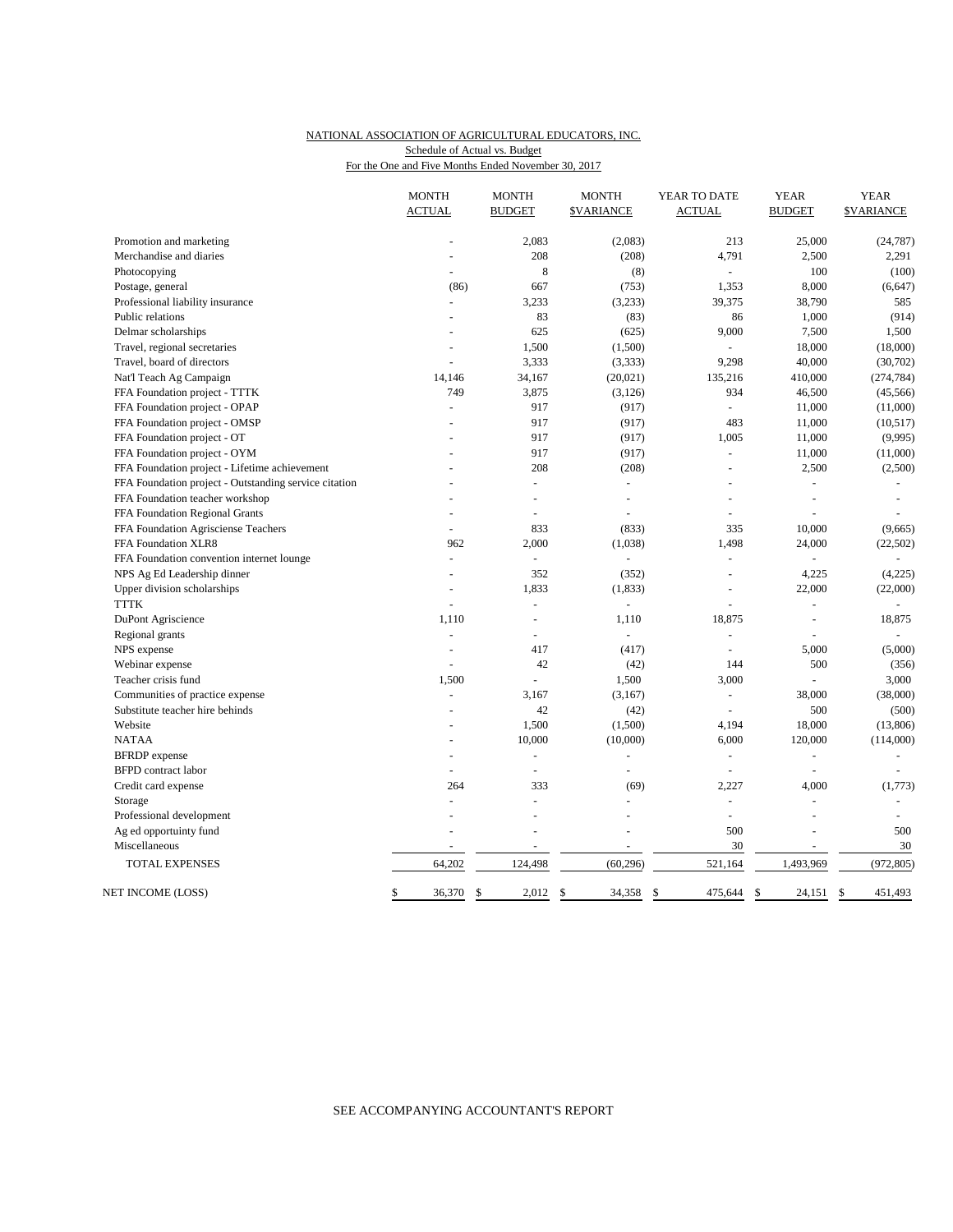NATIONAL ASSOCIATION OF AGRICULTURAL EDUCATORS, INC.
Schedule of Actual vs. Budget
For the One and Five Months Ended November 30, 2017

| | MONTH ACTUAL | MONTH BUDGET | MONTH $VARIANCE | YEAR TO DATE ACTUAL | YEAR BUDGET | YEAR $VARIANCE |
|---|---|---|---|---|---|---|
| Promotion and marketing | - | 2,083 | (2,083) | 213 | 25,000 | (24,787) |
| Merchandise and diaries | - | 208 | (208) | 4,791 | 2,500 | 2,291 |
| Photocopying | - | 8 | (8) | - | 100 | (100) |
| Postage, general | (86) | 667 | (753) | 1,353 | 8,000 | (6,647) |
| Professional liability insurance | - | 3,233 | (3,233) | 39,375 | 38,790 | 585 |
| Public relations | - | 83 | (83) | 86 | 1,000 | (914) |
| Delmar scholarships | - | 625 | (625) | 9,000 | 7,500 | 1,500 |
| Travel, regional secretaries | - | 1,500 | (1,500) | - | 18,000 | (18,000) |
| Travel, board of directors | - | 3,333 | (3,333) | 9,298 | 40,000 | (30,702) |
| Nat'l Teach Ag Campaign | 14,146 | 34,167 | (20,021) | 135,216 | 410,000 | (274,784) |
| FFA Foundation project - TTTK | 749 | 3,875 | (3,126) | 934 | 46,500 | (45,566) |
| FFA Foundation project - OPAP | - | 917 | (917) | - | 11,000 | (11,000) |
| FFA Foundation project - OMSP | - | 917 | (917) | 483 | 11,000 | (10,517) |
| FFA Foundation project - OT | - | 917 | (917) | 1,005 | 11,000 | (9,995) |
| FFA Foundation project - OYM | - | 917 | (917) | - | 11,000 | (11,000) |
| FFA Foundation project - Lifetime achievement | - | 208 | (208) | - | 2,500 | (2,500) |
| FFA Foundation project - Outstanding service citation | - | - | - | - | - | - |
| FFA Foundation teacher workshop | - | - | - | - | - | - |
| FFA Foundation Regional Grants | - | - | - | - | - | - |
| FFA Foundation Agrisciense Teachers | - | 833 | (833) | 335 | 10,000 | (9,665) |
| FFA Foundation XLR8 | 962 | 2,000 | (1,038) | 1,498 | 24,000 | (22,502) |
| FFA Foundation convention internet lounge | - | - | - | - | - | - |
| NPS Ag Ed Leadership dinner | - | 352 | (352) | - | 4,225 | (4,225) |
| Upper division scholarships | - | 1,833 | (1,833) | - | 22,000 | (22,000) |
| TTTK | - | - | - | - | - | - |
| DuPont Agriscience | 1,110 | - | 1,110 | 18,875 | - | 18,875 |
| Regional grants | - | - | - | - | - | - |
| NPS expense | - | 417 | (417) | - | 5,000 | (5,000) |
| Webinar expense | - | 42 | (42) | 144 | 500 | (356) |
| Teacher crisis fund | 1,500 | - | 1,500 | 3,000 | - | 3,000 |
| Communities of practice expense | - | 3,167 | (3,167) | - | 38,000 | (38,000) |
| Substitute teacher hire behinds | - | 42 | (42) | - | 500 | (500) |
| Website | - | 1,500 | (1,500) | 4,194 | 18,000 | (13,806) |
| NATAA | - | 10,000 | (10,000) | 6,000 | 120,000 | (114,000) |
| BFRDP expense | - | - | - | - | - | - |
| BFPD contract labor | - | - | - | - | - | - |
| Credit card expense | 264 | 333 | (69) | 2,227 | 4,000 | (1,773) |
| Storage | - | - | - | - | - | - |
| Professional development | - | - | - | - | - | - |
| Ag ed opportuinty fund | - | - | - | 500 | - | 500 |
| Miscellaneous | - | - | - | 30 | - | 30 |
| TOTAL EXPENSES | 64,202 | 124,498 | (60,296) | 521,164 | 1,493,969 | (972,805) |
| NET INCOME (LOSS) | $ 36,370 | $ 2,012 | $ 34,358 | $ 475,644 | $ 24,151 | $ 451,493 |

SEE ACCOMPANYING ACCOUNTANT'S REPORT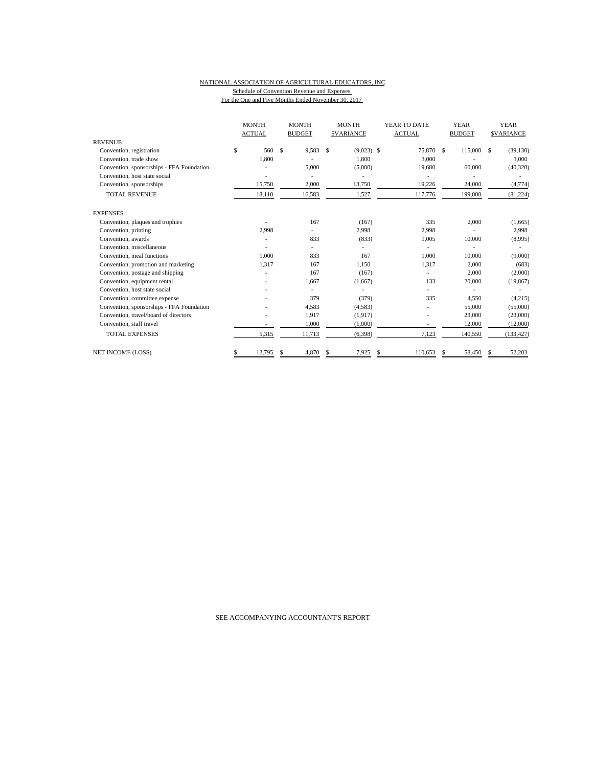NATIONAL ASSOCIATION OF AGRICULTURAL EDUCATORS, INC.

Schedule of Convention Revenue and Expenses

For the One and Five Months Ended November 30, 2017

| | MONTH ACTUAL | MONTH BUDGET | MONTH $VARIANCE | YEAR TO DATE ACTUAL | YEAR BUDGET | YEAR $VARIANCE |
|---|---|---|---|---|---|---|
| REVENUE | | | | | | |
| Convention, registration | $ 560 | $ 9,583 | $ (9,023) | $ 75,870 | $ 115,000 | $ (39,130) |
| Convention, trade show | 1,800 | - | 1,800 | 3,000 | - | 3,000 |
| Convention, sponsorships - FFA Foundation | - | 5,000 | (5,000) | 19,680 | 60,000 | (40,320) |
| Convention, host state social | - | - | - | - | - | - |
| Convention, sponsorships | 15,750 | 2,000 | 13,750 | 19,226 | 24,000 | (4,774) |
| TOTAL REVENUE | 18,110 | 16,583 | 1,527 | 117,776 | 199,000 | (81,224) |
| EXPENSES | | | | | | |
| Convention, plaques and trophies | - | 167 | (167) | 335 | 2,000 | (1,665) |
| Convention, printing | 2,998 | - | 2,998 | 2,998 | - | 2,998 |
| Convention, awards | - | 833 | (833) | 1,005 | 10,000 | (8,995) |
| Convention, miscellaneous | - | - | - | - | - | - |
| Convention, meal functions | 1,000 | 833 | 167 | 1,000 | 10,000 | (9,000) |
| Convention, promotion and marketing | 1,317 | 167 | 1,150 | 1,317 | 2,000 | (683) |
| Convention, postage and shipping | - | 167 | (167) | - | 2,000 | (2,000) |
| Convention, equipment rental | - | 1,667 | (1,667) | 133 | 20,000 | (19,867) |
| Convention, host state social | - | - | - | - | - | - |
| Convention, committee expense | - | 379 | (379) | 335 | 4,550 | (4,215) |
| Convention, sponsorships - FFA Foundation | - | 4,583 | (4,583) | - | 55,000 | (55,000) |
| Convention, travel/board of directors | - | 1,917 | (1,917) | - | 23,000 | (23,000) |
| Convention, staff travel | - | 1,000 | (1,000) | - | 12,000 | (12,000) |
| TOTAL EXPENSES | 5,315 | 11,713 | (6,398) | 7,123 | 140,550 | (133,427) |
| NET INCOME (LOSS) | $ 12,795 | $ 4,870 | $ 7,925 | $ 110,653 | $ 58,450 | $ 52,203 |

SEE ACCOMPANYING ACCOUNTANT'S REPORT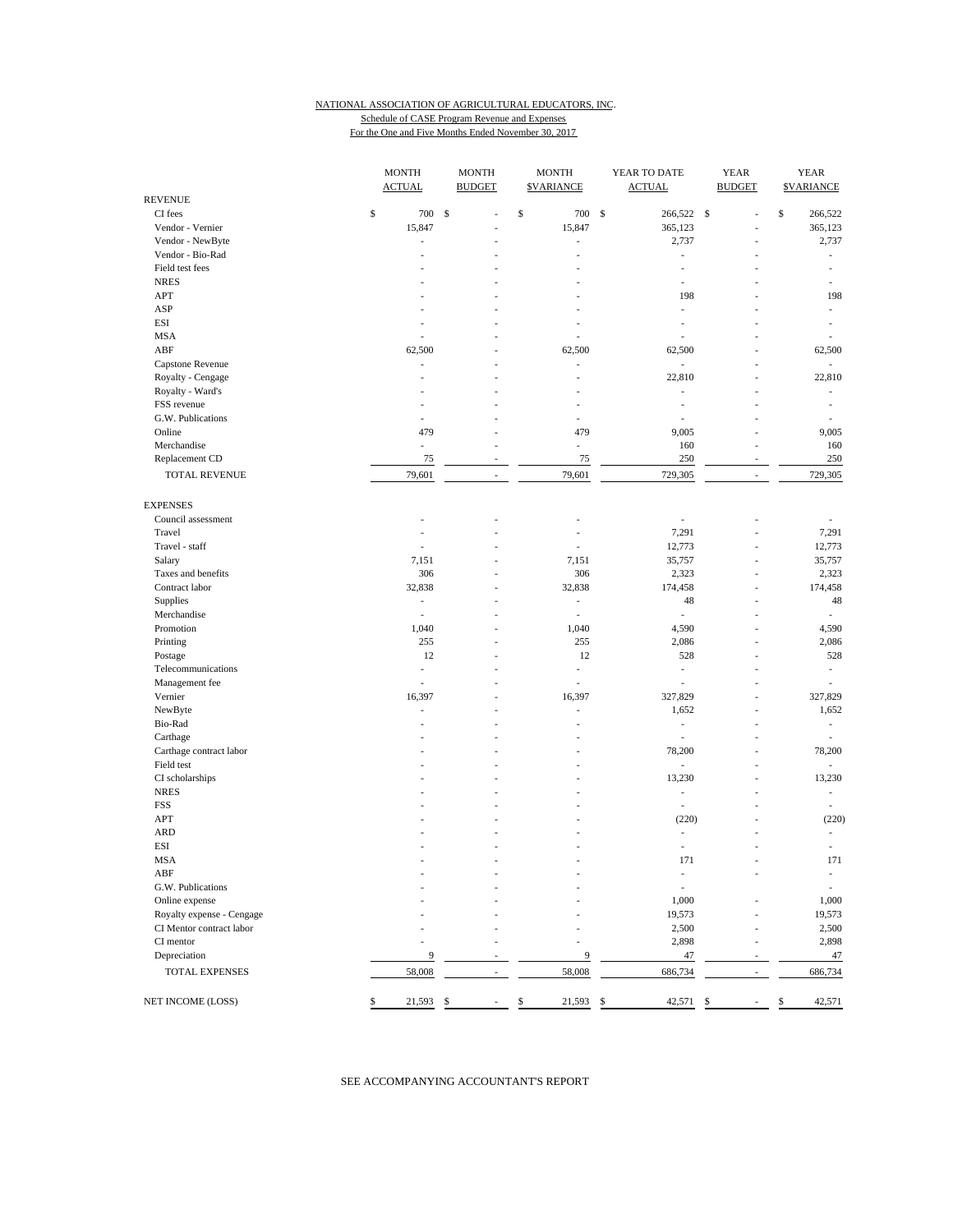NATIONAL ASSOCIATION OF AGRICULTURAL EDUCATORS, INC.

Schedule of CASE Program Revenue and Expenses

For the One and Five Months Ended November 30, 2017

| | MONTH ACTUAL | MONTH BUDGET | MONTH $VARIANCE | YEAR TO DATE ACTUAL | YEAR BUDGET | YEAR $VARIANCE |
|---|---|---|---|---|---|---|
| REVENUE | | | | | | |
| CI fees | $ 700 | $ - | $ 700 | $ 266,522 | $ - | $ 266,522 |
| Vendor - Vernier | 15,847 | - | 15,847 | 365,123 | - | 365,123 |
| Vendor - NewByte | - | - | - | 2,737 | - | 2,737 |
| Vendor - Bio-Rad | - | - | - | - | - | - |
| Field test fees | - | - | - | - | - | - |
| NRES | - | - | - | - | - | - |
| APT | - | - | - | 198 | - | 198 |
| ASP | - | - | - | - | - | - |
| ESI | - | - | - | - | - | - |
| MSA | - | - | - | - | - | - |
| ABF | 62,500 | - | 62,500 | 62,500 | - | 62,500 |
| Capstone Revenue | - | - | - | - | - | - |
| Royalty - Cengage | - | - | - | 22,810 | - | 22,810 |
| Royalty - Ward's | - | - | - | - | - | - |
| FSS revenue | - | - | - | - | - | - |
| G.W. Publications | - | - | - | - | - | - |
| Online | 479 | - | 479 | 9,005 | - | 9,005 |
| Merchandise | - | - | - | 160 | - | 160 |
| Replacement CD | 75 | - | 75 | 250 | - | 250 |
| TOTAL REVENUE | 79,601 | - | 79,601 | 729,305 | - | 729,305 |
| EXPENSES | | | | | | |
| Council assessment | - | - | - | - | - | - |
| Travel | - | - | - | 7,291 | - | 7,291 |
| Travel - staff | - | - | - | 12,773 | - | 12,773 |
| Salary | 7,151 | - | 7,151 | 35,757 | - | 35,757 |
| Taxes and benefits | 306 | - | 306 | 2,323 | - | 2,323 |
| Contract labor | 32,838 | - | 32,838 | 174,458 | - | 174,458 |
| Supplies | - | - | - | 48 | - | 48 |
| Merchandise | - | - | - | - | - | - |
| Promotion | 1,040 | - | 1,040 | 4,590 | - | 4,590 |
| Printing | 255 | - | 255 | 2,086 | - | 2,086 |
| Postage | 12 | - | 12 | 528 | - | 528 |
| Telecommunications | - | - | - | - | - | - |
| Management fee | - | - | - | - | - | - |
| Vernier | 16,397 | - | 16,397 | 327,829 | - | 327,829 |
| NewByte | - | - | - | 1,652 | - | 1,652 |
| Bio-Rad | - | - | - | - | - | - |
| Carthage | - | - | - | - | - | - |
| Carthage contract labor | - | - | - | 78,200 | - | 78,200 |
| Field test | - | - | - | - | - | - |
| CI scholarships | - | - | - | 13,230 | - | 13,230 |
| NRES | - | - | - | - | - | - |
| FSS | - | - | - | - | - | - |
| APT | - | - | - | (220) | - | (220) |
| ARD | - | - | - | - | - | - |
| ESI | - | - | - | - | - | - |
| MSA | - | - | - | 171 | - | 171 |
| ABF | - | - | - | - | - | - |
| G.W. Publications | - | - | - | - | - | - |
| Online expense | - | - | - | 1,000 | - | 1,000 |
| Royalty expense - Cengage | - | - | - | 19,573 | - | 19,573 |
| CI Mentor contract labor | - | - | - | 2,500 | - | 2,500 |
| CI mentor | - | - | - | 2,898 | - | 2,898 |
| Depreciation | 9 | - | 9 | 47 | - | 47 |
| TOTAL EXPENSES | 58,008 | - | 58,008 | 686,734 | - | 686,734 |
| NET INCOME (LOSS) | $ 21,593 | $ - | $ 21,593 | $ 42,571 | $ - | $ 42,571 |

SEE ACCOMPANYING ACCOUNTANT'S REPORT